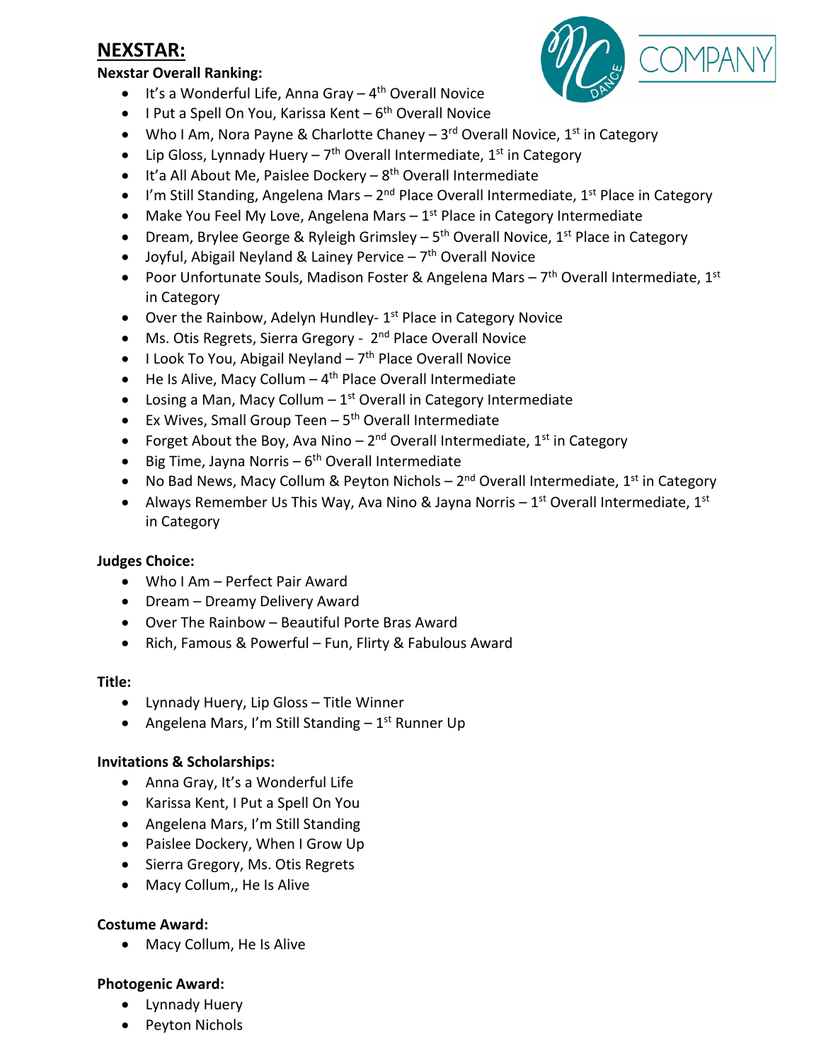# NEXSTAR:

**Nexstar Overall Ranking:**

- It's a Wonderful Life, Anna Gray – 4th Overall Novice
- I Put a Spell On You, Karissa Kent – 6th Overall Novice
- Who I Am, Nora Payne & Charlotte Chaney – 3rd Overall Novice, 1st in Category
- Lip Gloss, Lynnady Huery – 7th Overall Intermediate, 1st in Category
- It'a All About Me, Paislee Dockery – 8th Overall Intermediate
- I'm Still Standing, Angelena Mars – 2nd Place Overall Intermediate, 1st Place in Category
- Make You Feel My Love, Angelena Mars – 1st Place in Category Intermediate
- Dream, Brylee George & Ryleigh Grimsley – 5th Overall Novice, 1st Place in Category
- Joyful, Abigail Neyland & Lainey Pervice – 7th Overall Novice
- Poor Unfortunate Souls, Madison Foster & Angelena Mars – 7th Overall Intermediate, 1st in Category
- Over the Rainbow, Adelyn Hundley- 1st Place in Category Novice
- Ms. Otis Regrets, Sierra Gregory - 2nd Place Overall Novice
- I Look To You, Abigail Neyland – 7th Place Overall Novice
- He Is Alive, Macy Collum – 4th Place Overall Intermediate
- Losing a Man, Macy Collum – 1st Overall in Category Intermediate
- Ex Wives, Small Group Teen – 5th Overall Intermediate
- Forget About the Boy, Ava Nino – 2nd Overall Intermediate, 1st in Category
- Big Time, Jayna Norris – 6th Overall Intermediate
- No Bad News, Macy Collum & Peyton Nichols – 2nd Overall Intermediate, 1st in Category
- Always Remember Us This Way, Ava Nino & Jayna Norris – 1st Overall Intermediate, 1st in Category

**Judges Choice:**

- Who I Am – Perfect Pair Award
- Dream – Dreamy Delivery Award
- Over The Rainbow – Beautiful Porte Bras Award
- Rich, Famous & Powerful – Fun, Flirty & Fabulous Award

**Title:**

- Lynnady Huery, Lip Gloss – Title Winner
- Angelena Mars, I'm Still Standing – 1st Runner Up

**Invitations & Scholarships:**

- Anna Gray, It's a Wonderful Life
- Karissa Kent, I Put a Spell On You
- Angelena Mars, I'm Still Standing
- Paislee Dockery, When I Grow Up
- Sierra Gregory, Ms. Otis Regrets
- Macy Collum,, He Is Alive

**Costume Award:**

- Macy Collum, He Is Alive

**Photogenic Award:**

- Lynnady Huery
- Peyton Nichols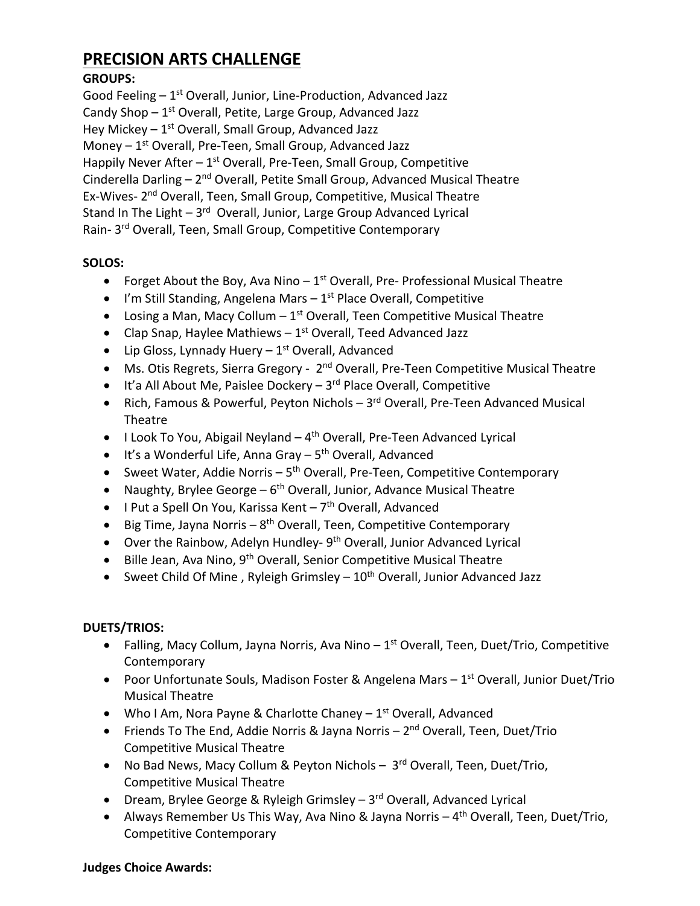## PRECISION ARTS CHALLENGE

**GROUPS:**

Good Feeling – 1st Overall, Junior, Line-Production, Advanced Jazz
Candy Shop – 1st Overall, Petite, Large Group, Advanced Jazz
Hey Mickey – 1st Overall, Small Group, Advanced Jazz
Money – 1st Overall, Pre-Teen, Small Group, Advanced Jazz
Happily Never After – 1st Overall, Pre-Teen, Small Group, Competitive
Cinderella Darling – 2nd Overall, Petite Small Group, Advanced Musical Theatre
Ex-Wives- 2nd Overall, Teen, Small Group, Competitive, Musical Theatre
Stand In The Light – 3rd Overall, Junior, Large Group Advanced Lyrical
Rain- 3rd Overall, Teen, Small Group, Competitive Contemporary

**SOLOS:**

- Forget About the Boy, Ava Nino – 1st Overall, Pre- Professional Musical Theatre
- I'm Still Standing, Angelena Mars – 1st Place Overall, Competitive
- Losing a Man, Macy Collum – 1st Overall, Teen Competitive Musical Theatre
- Clap Snap, Haylee Mathiews – 1st Overall, Teed Advanced Jazz
- Lip Gloss, Lynnady Huery – 1st Overall, Advanced
- Ms. Otis Regrets, Sierra Gregory - 2nd Overall, Pre-Teen Competitive Musical Theatre
- It'a All About Me, Paislee Dockery – 3rd Place Overall, Competitive
- Rich, Famous & Powerful, Peyton Nichols – 3rd Overall, Pre-Teen Advanced Musical Theatre
- I Look To You, Abigail Neyland – 4th Overall, Pre-Teen Advanced Lyrical
- It's a Wonderful Life, Anna Gray – 5th Overall, Advanced
- Sweet Water, Addie Norris – 5th Overall, Pre-Teen, Competitive Contemporary
- Naughty, Brylee George – 6th Overall, Junior, Advance Musical Theatre
- I Put a Spell On You, Karissa Kent – 7th Overall, Advanced
- Big Time, Jayna Norris – 8th Overall, Teen, Competitive Contemporary
- Over the Rainbow, Adelyn Hundley- 9th Overall, Junior Advanced Lyrical
- Bille Jean, Ava Nino, 9th Overall, Senior Competitive Musical Theatre
- Sweet Child Of Mine , Ryleigh Grimsley – 10th Overall, Junior Advanced Jazz

**DUETS/TRIOS:**

- Falling, Macy Collum, Jayna Norris, Ava Nino – 1st Overall, Teen, Duet/Trio, Competitive Contemporary
- Poor Unfortunate Souls, Madison Foster & Angelena Mars – 1st Overall, Junior Duet/Trio Musical Theatre
- Who I Am, Nora Payne & Charlotte Chaney – 1st Overall, Advanced
- Friends To The End, Addie Norris & Jayna Norris – 2nd Overall, Teen, Duet/Trio Competitive Musical Theatre
- No Bad News, Macy Collum & Peyton Nichols – 3rd Overall, Teen, Duet/Trio, Competitive Musical Theatre
- Dream, Brylee George & Ryleigh Grimsley – 3rd Overall, Advanced Lyrical
- Always Remember Us This Way, Ava Nino & Jayna Norris – 4th Overall, Teen, Duet/Trio, Competitive Contemporary

**Judges Choice Awards:**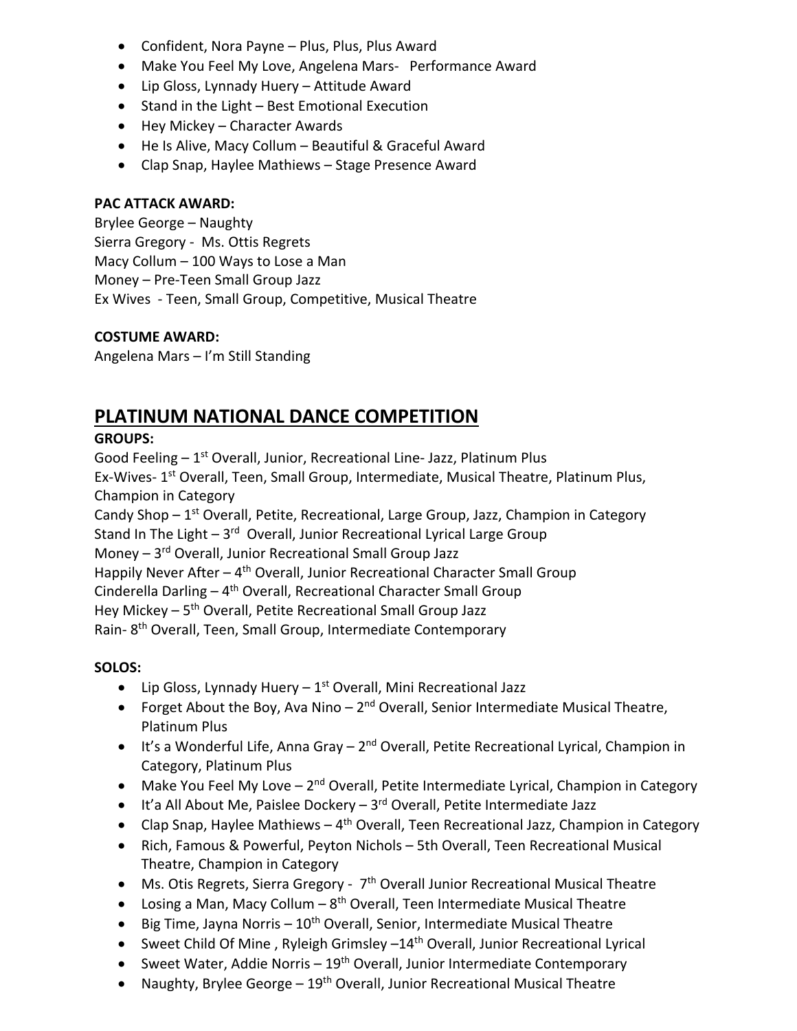- Confident, Nora Payne – Plus, Plus, Plus Award
- Make You Feel My Love, Angelena Mars- Performance Award
- Lip Gloss, Lynnady Huery – Attitude Award
- Stand in the Light – Best Emotional Execution
- Hey Mickey – Character Awards
- He Is Alive, Macy Collum – Beautiful & Graceful Award
- Clap Snap, Haylee Mathiews – Stage Presence Award

**PAC ATTACK AWARD:**

Brylee George – Naughty
Sierra Gregory - Ms. Ottis Regrets
Macy Collum – 100 Ways to Lose a Man
Money – Pre-Teen Small Group Jazz
Ex Wives - Teen, Small Group, Competitive, Musical Theatre

**COSTUME AWARD:**

Angelena Mars – I'm Still Standing

## PLATINUM NATIONAL DANCE COMPETITION

**GROUPS:**

Good Feeling – 1st Overall, Junior, Recreational Line- Jazz, Platinum Plus
Ex-Wives- 1st Overall, Teen, Small Group, Intermediate, Musical Theatre, Platinum Plus, Champion in Category
Candy Shop – 1st Overall, Petite, Recreational, Large Group, Jazz, Champion in Category
Stand In The Light – 3rd Overall, Junior Recreational Lyrical Large Group
Money – 3rd Overall, Junior Recreational Small Group Jazz
Happily Never After – 4th Overall, Junior Recreational Character Small Group
Cinderella Darling – 4th Overall, Recreational Character Small Group
Hey Mickey – 5th Overall, Petite Recreational Small Group Jazz
Rain- 8th Overall, Teen, Small Group, Intermediate Contemporary

**SOLOS:**

- Lip Gloss, Lynnady Huery – 1st Overall, Mini Recreational Jazz
- Forget About the Boy, Ava Nino – 2nd Overall, Senior Intermediate Musical Theatre, Platinum Plus
- It's a Wonderful Life, Anna Gray – 2nd Overall, Petite Recreational Lyrical, Champion in Category, Platinum Plus
- Make You Feel My Love – 2nd Overall, Petite Intermediate Lyrical, Champion in Category
- It'a All About Me, Paislee Dockery – 3rd Overall, Petite Intermediate Jazz
- Clap Snap, Haylee Mathiews – 4th Overall, Teen Recreational Jazz, Champion in Category
- Rich, Famous & Powerful, Peyton Nichols – 5th Overall, Teen Recreational Musical Theatre, Champion in Category
- Ms. Otis Regrets, Sierra Gregory - 7th Overall Junior Recreational Musical Theatre
- Losing a Man, Macy Collum – 8th Overall, Teen Intermediate Musical Theatre
- Big Time, Jayna Norris – 10th Overall, Senior, Intermediate Musical Theatre
- Sweet Child Of Mine , Ryleigh Grimsley –14th Overall, Junior Recreational Lyrical
- Sweet Water, Addie Norris – 19th Overall, Junior Intermediate Contemporary
- Naughty, Brylee George – 19th Overall, Junior Recreational Musical Theatre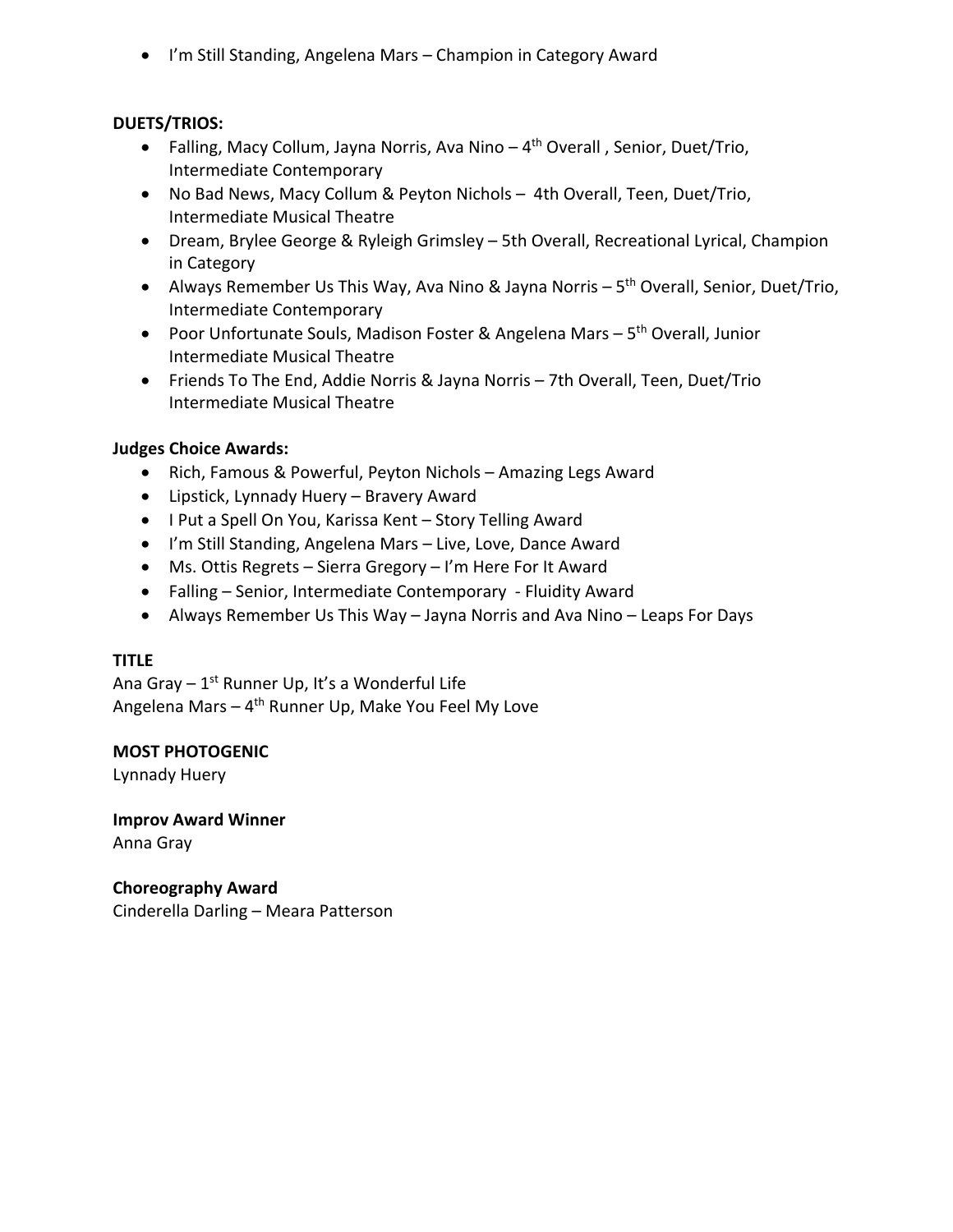- I'm Still Standing, Angelena Mars – Champion in Category Award

**DUETS/TRIOS:**

- Falling, Macy Collum, Jayna Norris, Ava Nino – 4th Overall , Senior, Duet/Trio, Intermediate Contemporary
- No Bad News, Macy Collum & Peyton Nichols – 4th Overall, Teen, Duet/Trio, Intermediate Musical Theatre
- Dream, Brylee George & Ryleigh Grimsley – 5th Overall, Recreational Lyrical, Champion in Category
- Always Remember Us This Way, Ava Nino & Jayna Norris – 5th Overall, Senior, Duet/Trio, Intermediate Contemporary
- Poor Unfortunate Souls, Madison Foster & Angelena Mars – 5th Overall, Junior Intermediate Musical Theatre
- Friends To The End, Addie Norris & Jayna Norris – 7th Overall, Teen, Duet/Trio Intermediate Musical Theatre

**Judges Choice Awards:**

- Rich, Famous & Powerful, Peyton Nichols – Amazing Legs Award
- Lipstick, Lynnady Huery – Bravery Award
- I Put a Spell On You, Karissa Kent – Story Telling Award
- I'm Still Standing, Angelena Mars – Live, Love, Dance Award
- Ms. Ottis Regrets – Sierra Gregory – I'm Here For It Award
- Falling – Senior, Intermediate Contemporary - Fluidity Award
- Always Remember Us This Way – Jayna Norris and Ava Nino – Leaps For Days

**TITLE**

Ana Gray – 1st Runner Up, It's a Wonderful Life
Angelena Mars – 4th Runner Up, Make You Feel My Love

**MOST PHOTOGENIC**

Lynnady Huery

**Improv Award Winner**

Anna Gray

**Choreography Award**

Cinderella Darling – Meara Patterson